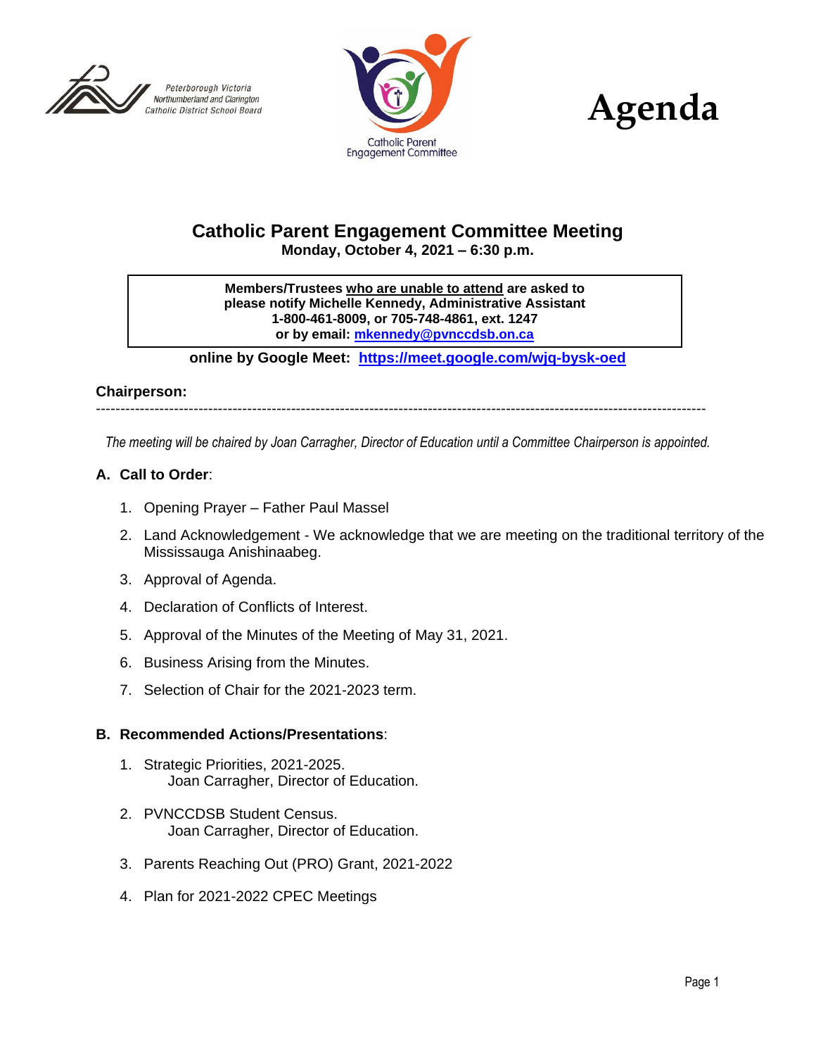Peterborough Victoria Northumberland and Clarington Catholic District School Board

Catholic Parent Engagement Committee

# Agenda

## Catholic Parent Engagement Committee Meeting

**Monday, October 4, 2021 – 6:30 p.m.**

**Members/Trustees who are unable to attend are asked to please notify Michelle Kennedy, Administrative Assistant 1-800-461-8009, or 705-748-4861, ext. 1247 or by email: mkennedy@pvnccdsb.on.ca**

**online by Google Meet: https://meet.google.com/wjq-bysk-oed**

**Chairperson:**

---

*The meeting will be chaired by Joan Carragher, Director of Education until a Committee Chairperson is appointed.*

### A. Call to Order:

1. Opening Prayer – Father Paul Massel
2. Land Acknowledgement - We acknowledge that we are meeting on the traditional territory of the Mississauga Anishinaabeg.
3. Approval of Agenda.
4. Declaration of Conflicts of Interest.
5. Approval of the Minutes of the Meeting of May 31, 2021.
6. Business Arising from the Minutes.
7. Selection of Chair for the 2021-2023 term.

### B. Recommended Actions/Presentations:

1. Strategic Priorities, 2021-2025.
   Joan Carragher, Director of Education.
2. PVNCCDSB Student Census.
   Joan Carragher, Director of Education.
3. Parents Reaching Out (PRO) Grant, 2021-2022
4. Plan for 2021-2022 CPEC Meetings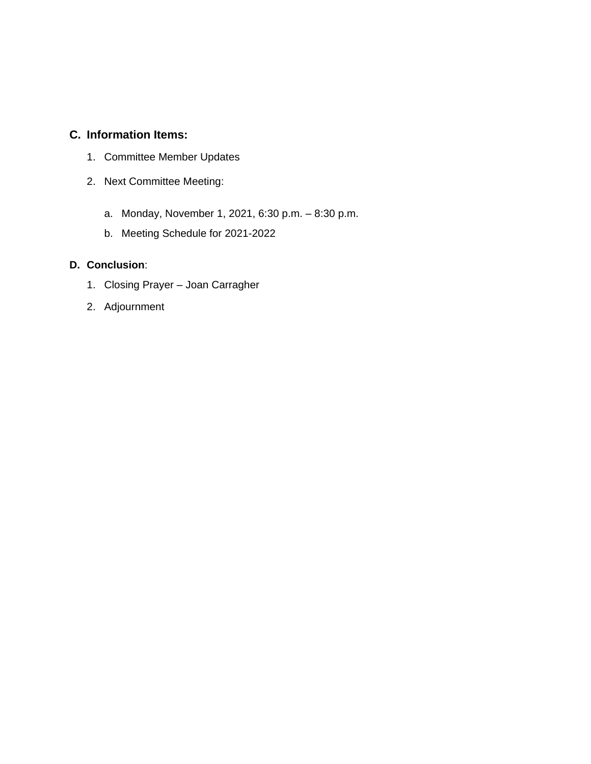**C. Information Items:**

1. Committee Member Updates
2. Next Committee Meeting:
   a. Monday, November 1, 2021, 6:30 p.m. – 8:30 p.m.
   b. Meeting Schedule for 2021-2022

**D. Conclusion**:

1. Closing Prayer – Joan Carragher
2. Adjournment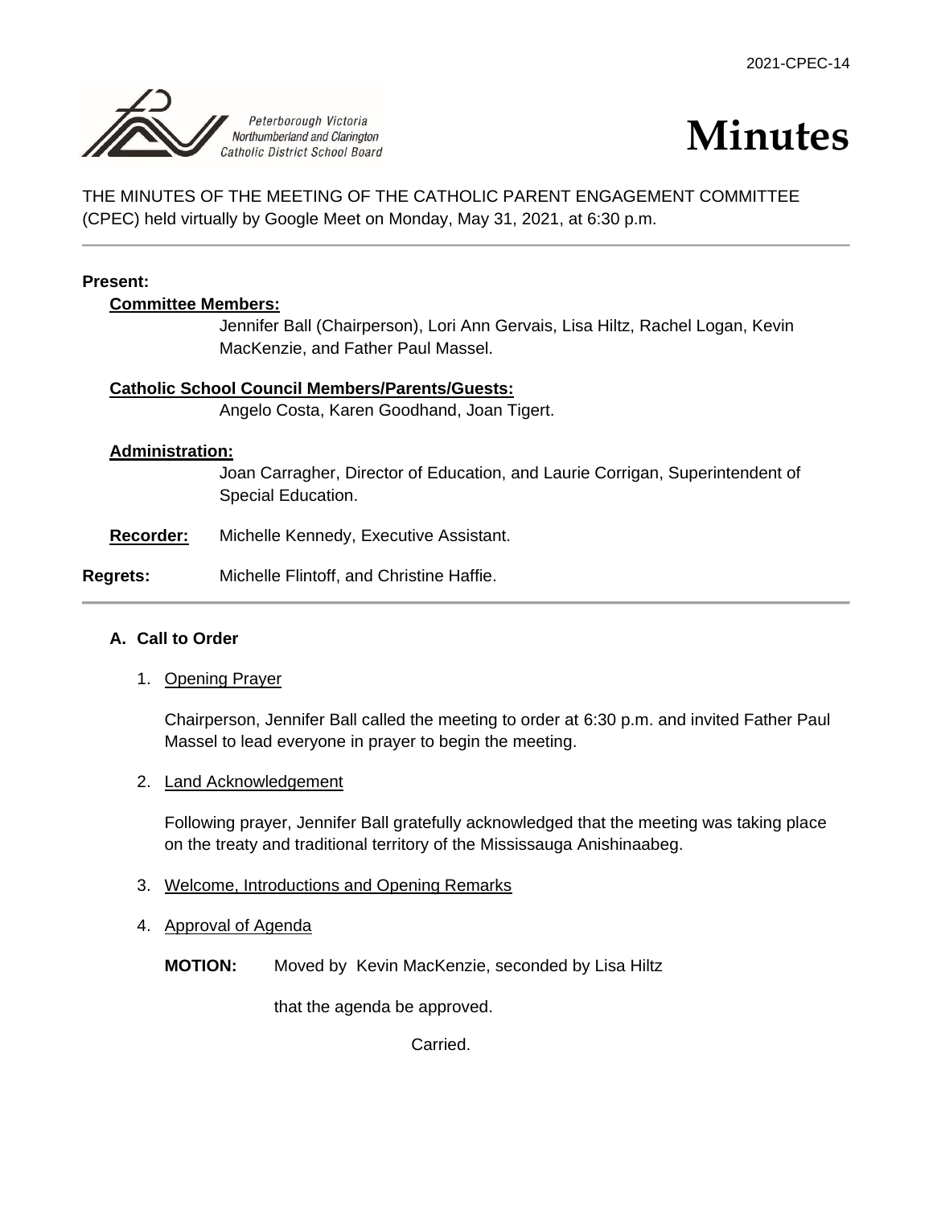2021-CPEC-14

Peterborough Victoria Northumberland and Clarington Catholic District School Board

# Minutes

THE MINUTES OF THE MEETING OF THE CATHOLIC PARENT ENGAGEMENT COMMITTEE (CPEC) held virtually by Google Meet on Monday, May 31, 2021, at 6:30 p.m.

---

**Present:**

**Committee Members:**
Jennifer Ball (Chairperson), Lori Ann Gervais, Lisa Hiltz, Rachel Logan, Kevin MacKenzie, and Father Paul Massel.

**Catholic School Council Members/Parents/Guests:**
Angelo Costa, Karen Goodhand, Joan Tigert.

**Administration:**
Joan Carragher, Director of Education, and Laurie Corrigan, Superintendent of Special Education.

**Recorder:** Michelle Kennedy, Executive Assistant.

**Regrets:** Michelle Flintoff, and Christine Haffie.

---

### A. Call to Order

1. Opening Prayer

   Chairperson, Jennifer Ball called the meeting to order at 6:30 p.m. and invited Father Paul Massel to lead everyone in prayer to begin the meeting.

2. Land Acknowledgement

   Following prayer, Jennifer Ball gratefully acknowledged that the meeting was taking place on the treaty and traditional territory of the Mississauga Anishinaabeg.

3. Welcome, Introductions and Opening Remarks

4. Approval of Agenda

   **MOTION:** Moved by Kevin MacKenzie, seconded by Lisa Hiltz

   that the agenda be approved.

   Carried.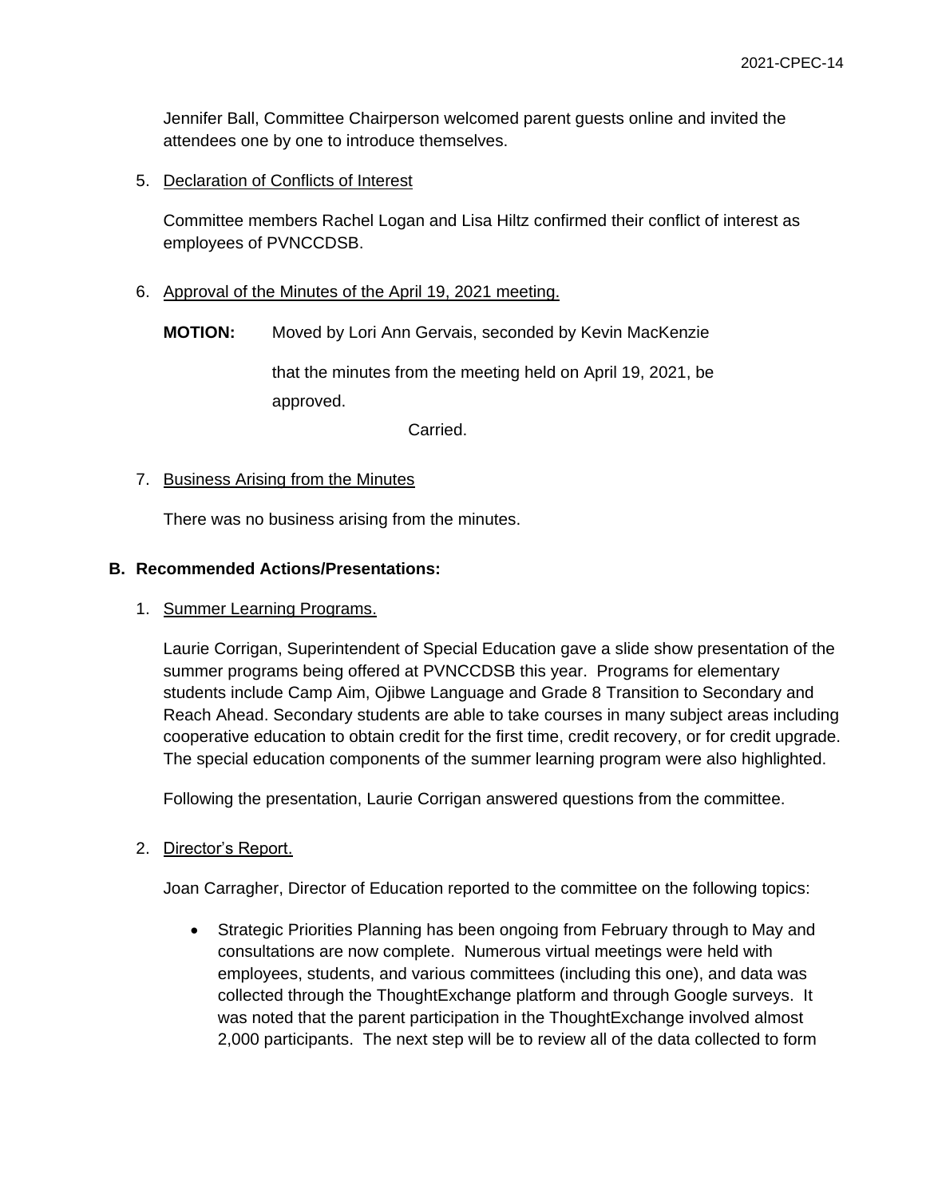Jennifer Ball, Committee Chairperson welcomed parent guests online and invited the attendees one by one to introduce themselves.

5. Declaration of Conflicts of Interest

   Committee members Rachel Logan and Lisa Hiltz confirmed their conflict of interest as employees of PVNCCDSB.

6. Approval of the Minutes of the April 19, 2021 meeting.

   **MOTION:** Moved by Lori Ann Gervais, seconded by Kevin MacKenzie

   that the minutes from the meeting held on April 19, 2021, be approved.

   Carried.

7. Business Arising from the Minutes

   There was no business arising from the minutes.

## B. Recommended Actions/Presentations:

1. Summer Learning Programs.

   Laurie Corrigan, Superintendent of Special Education gave a slide show presentation of the summer programs being offered at PVNCCDSB this year. Programs for elementary students include Camp Aim, Ojibwe Language and Grade 8 Transition to Secondary and Reach Ahead. Secondary students are able to take courses in many subject areas including cooperative education to obtain credit for the first time, credit recovery, or for credit upgrade. The special education components of the summer learning program were also highlighted.

   Following the presentation, Laurie Corrigan answered questions from the committee.

2. Director's Report.

   Joan Carragher, Director of Education reported to the committee on the following topics:

   - Strategic Priorities Planning has been ongoing from February through to May and consultations are now complete. Numerous virtual meetings were held with employees, students, and various committees (including this one), and data was collected through the ThoughtExchange platform and through Google surveys. It was noted that the parent participation in the ThoughtExchange involved almost 2,000 participants. The next step will be to review all of the data collected to form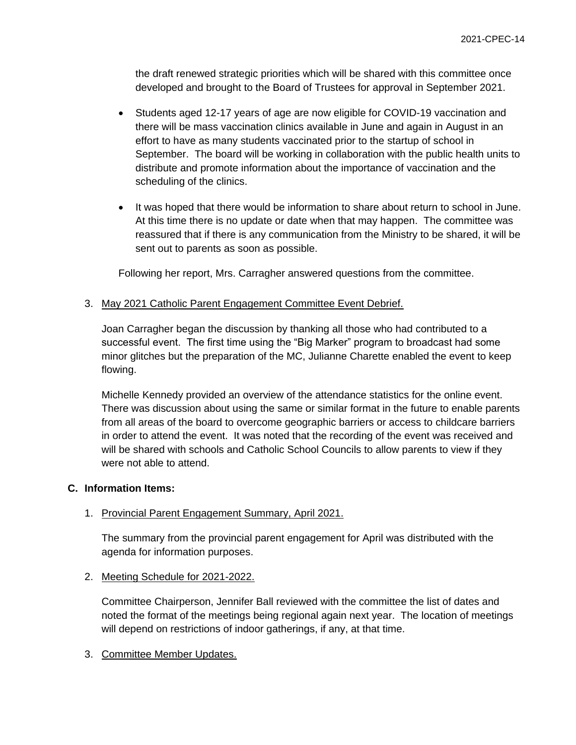the draft renewed strategic priorities which will be shared with this committee once developed and brought to the Board of Trustees for approval in September 2021.

- Students aged 12-17 years of age are now eligible for COVID-19 vaccination and there will be mass vaccination clinics available in June and again in August in an effort to have as many students vaccinated prior to the startup of school in September. The board will be working in collaboration with the public health units to distribute and promote information about the importance of vaccination and the scheduling of the clinics.

- It was hoped that there would be information to share about return to school in June. At this time there is no update or date when that may happen. The committee was reassured that if there is any communication from the Ministry to be shared, it will be sent out to parents as soon as possible.

Following her report, Mrs. Carragher answered questions from the committee.

3. <u>May 2021 Catholic Parent Engagement Committee Event Debrief.</u>

   Joan Carragher began the discussion by thanking all those who had contributed to a successful event. The first time using the "Big Marker" program to broadcast had some minor glitches but the preparation of the MC, Julianne Charette enabled the event to keep flowing.

   Michelle Kennedy provided an overview of the attendance statistics for the online event. There was discussion about using the same or similar format in the future to enable parents from all areas of the board to overcome geographic barriers or access to childcare barriers in order to attend the event. It was noted that the recording of the event was received and will be shared with schools and Catholic School Councils to allow parents to view if they were not able to attend.

**C. Information Items:**

1. <u>Provincial Parent Engagement Summary, April 2021.</u>

   The summary from the provincial parent engagement for April was distributed with the agenda for information purposes.

2. <u>Meeting Schedule for 2021-2022.</u>

   Committee Chairperson, Jennifer Ball reviewed with the committee the list of dates and noted the format of the meetings being regional again next year. The location of meetings will depend on restrictions of indoor gatherings, if any, at that time.

3. <u>Committee Member Updates.</u>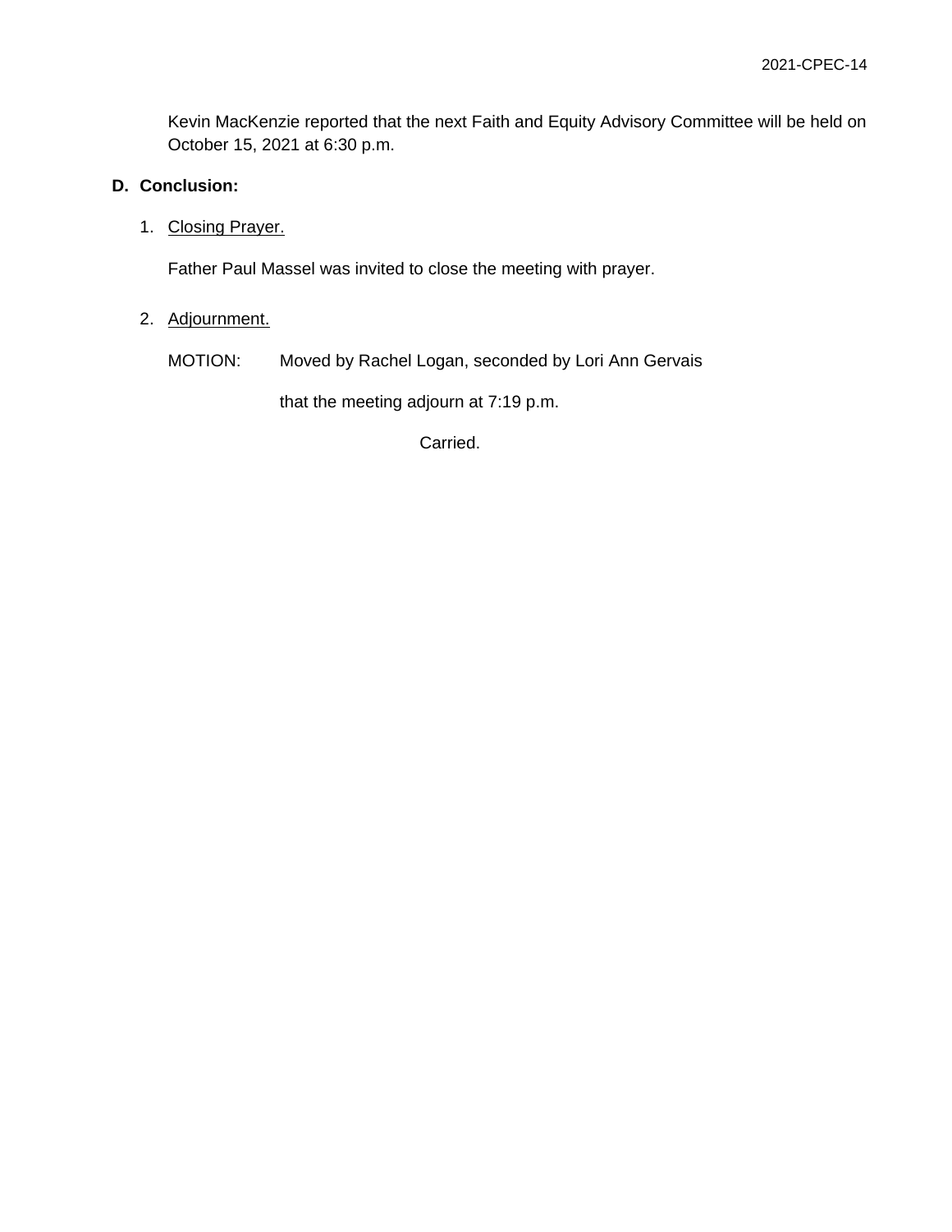Kevin MacKenzie reported that the next Faith and Equity Advisory Committee will be held on October 15, 2021 at 6:30 p.m.

**D. Conclusion:**

1. Closing Prayer.

   Father Paul Massel was invited to close the meeting with prayer.

2. Adjournment.

   MOTION: Moved by Rachel Logan, seconded by Lori Ann Gervais

   that the meeting adjourn at 7:19 p.m.

   Carried.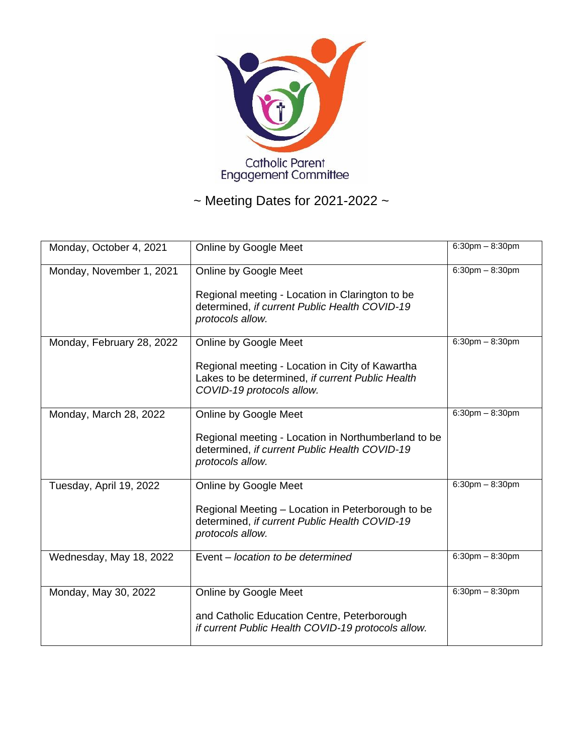Catholic Parent Engagement Committee

# ~ Meeting Dates for 2021-2022 ~

| | | |
|---|---|---|
| Monday, October 4, 2021 | Online by Google Meet | 6:30pm – 8:30pm |
| Monday, November 1, 2021 | Online by Google Meet<br><br>Regional meeting - Location in Clarington to be determined, *if current Public Health COVID-19 protocols allow.* | 6:30pm – 8:30pm |
| Monday, February 28, 2022 | Online by Google Meet<br><br>Regional meeting - Location in City of Kawartha Lakes to be determined, *if current Public Health COVID-19 protocols allow.* | 6:30pm – 8:30pm |
| Monday, March 28, 2022 | Online by Google Meet<br><br>Regional meeting - Location in Northumberland to be determined, *if current Public Health COVID-19 protocols allow.* | 6:30pm – 8:30pm |
| Tuesday, April 19, 2022 | Online by Google Meet<br><br>Regional Meeting – Location in Peterborough to be determined, *if current Public Health COVID-19 protocols allow.* | 6:30pm – 8:30pm |
| Wednesday, May 18, 2022 | Event – *location to be determined* | 6:30pm – 8:30pm |
| Monday, May 30, 2022 | Online by Google Meet<br><br>and Catholic Education Centre, Peterborough *if current Public Health COVID-19 protocols allow.* | 6:30pm – 8:30pm |